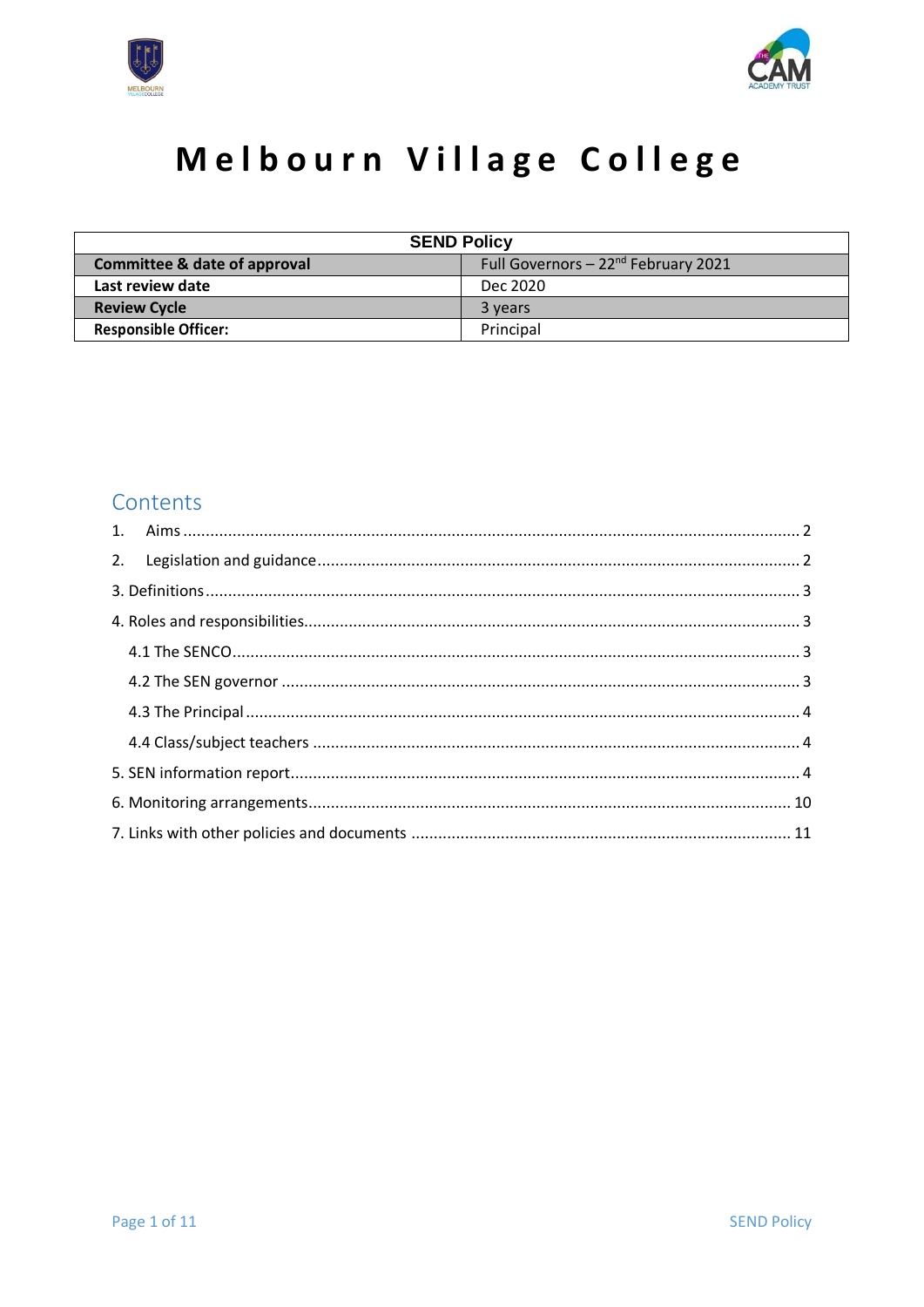# Melbourn Village College

| SEND Policy | |
|---|---|
| **Committee & date of approval** | Full Governors – 22nd February 2021 |
| **Last review date** | Dec 2020 |
| **Review Cycle** | 3 years |
| **Responsible Officer:** | Principal |

## Contents

1. Aims ..... 2
2. Legislation and guidance ..... 2

3. Definitions ..... 3

4. Roles and responsibilities ..... 3

- 4.1 The SENCO ..... 3
- 4.2 The SEN governor ..... 3
- 4.3 The Principal ..... 4
- 4.4 Class/subject teachers ..... 4

5. SEN information report ..... 4

6. Monitoring arrangements ..... 10

7. Links with other policies and documents ..... 11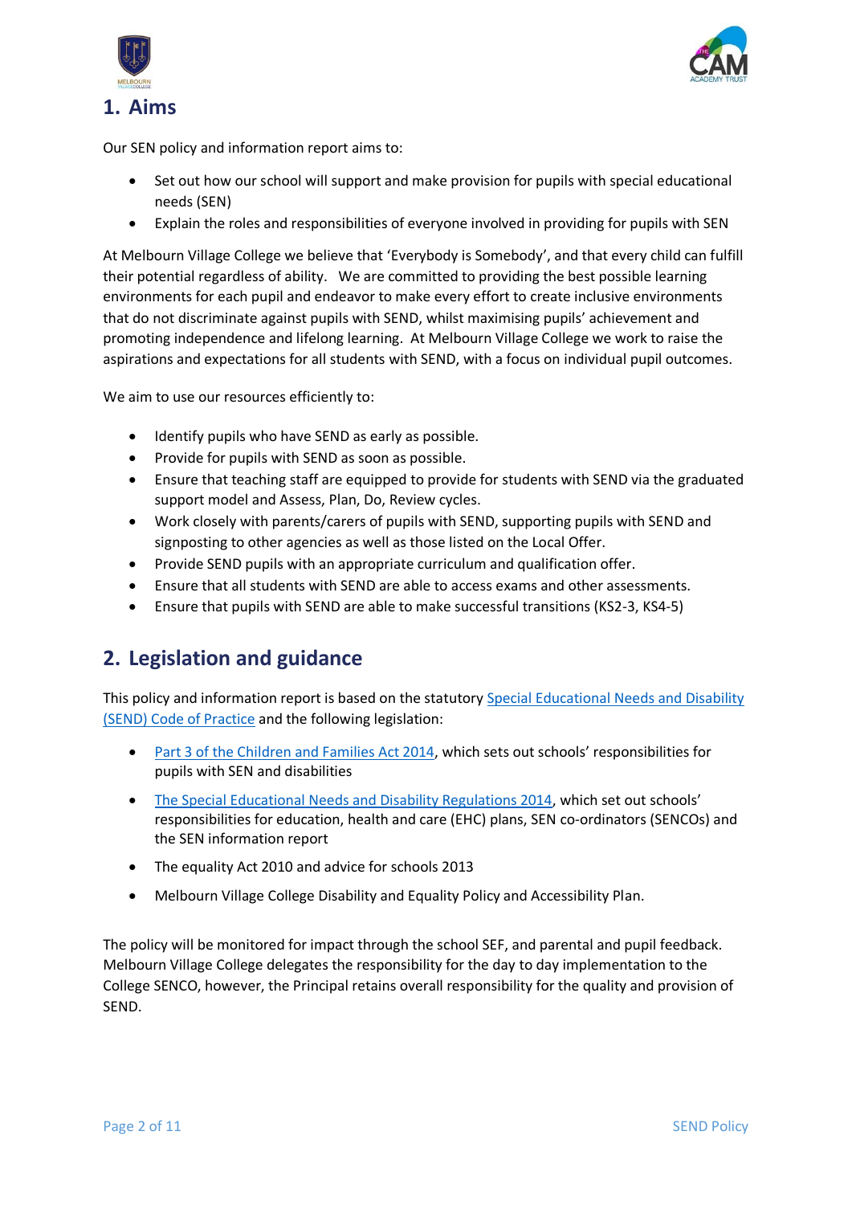## 1. Aims

Our SEN policy and information report aims to:

- Set out how our school will support and make provision for pupils with special educational needs (SEN)
- Explain the roles and responsibilities of everyone involved in providing for pupils with SEN

At Melbourn Village College we believe that 'Everybody is Somebody', and that every child can fulfill their potential regardless of ability. We are committed to providing the best possible learning environments for each pupil and endeavor to make every effort to create inclusive environments that do not discriminate against pupils with SEND, whilst maximising pupils' achievement and promoting independence and lifelong learning. At Melbourn Village College we work to raise the aspirations and expectations for all students with SEND, with a focus on individual pupil outcomes.

We aim to use our resources efficiently to:

- Identify pupils who have SEND as early as possible.
- Provide for pupils with SEND as soon as possible.
- Ensure that teaching staff are equipped to provide for students with SEND via the graduated support model and Assess, Plan, Do, Review cycles.
- Work closely with parents/carers of pupils with SEND, supporting pupils with SEND and signposting to other agencies as well as those listed on the Local Offer.
- Provide SEND pupils with an appropriate curriculum and qualification offer.
- Ensure that all students with SEND are able to access exams and other assessments.
- Ensure that pupils with SEND are able to make successful transitions (KS2-3, KS4-5)

## 2. Legislation and guidance

This policy and information report is based on the statutory Special Educational Needs and Disability (SEND) Code of Practice and the following legislation:

- Part 3 of the Children and Families Act 2014, which sets out schools' responsibilities for pupils with SEN and disabilities
- The Special Educational Needs and Disability Regulations 2014, which set out schools' responsibilities for education, health and care (EHC) plans, SEN co-ordinators (SENCOs) and the SEN information report
- The equality Act 2010 and advice for schools 2013
- Melbourn Village College Disability and Equality Policy and Accessibility Plan.

The policy will be monitored for impact through the school SEF, and parental and pupil feedback. Melbourn Village College delegates the responsibility for the day to day implementation to the College SENCO, however, the Principal retains overall responsibility for the quality and provision of SEND.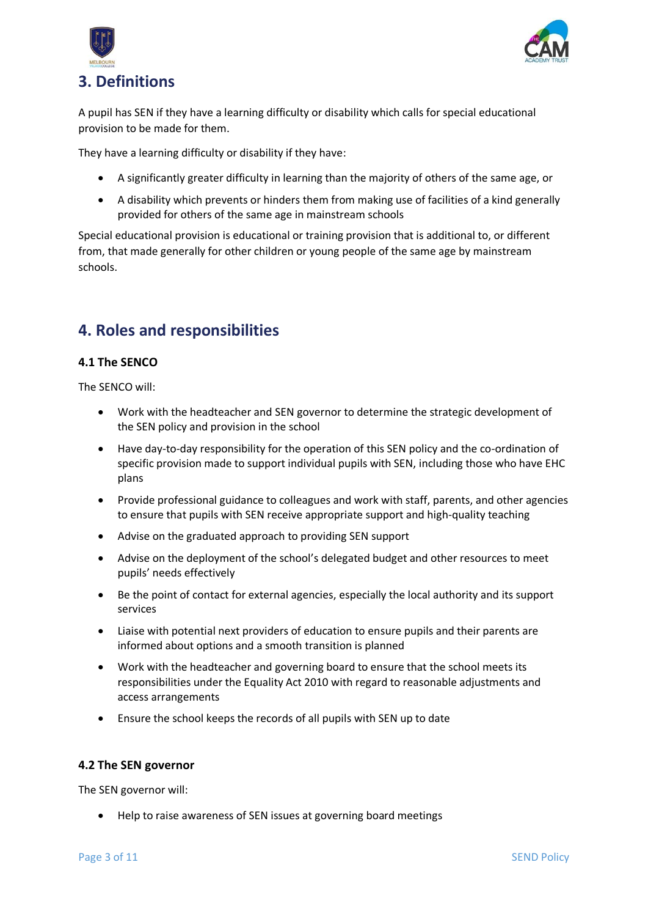## 3. Definitions

A pupil has SEN if they have a learning difficulty or disability which calls for special educational provision to be made for them.

They have a learning difficulty or disability if they have:

- A significantly greater difficulty in learning than the majority of others of the same age, or
- A disability which prevents or hinders them from making use of facilities of a kind generally provided for others of the same age in mainstream schools

Special educational provision is educational or training provision that is additional to, or different from, that made generally for other children or young people of the same age by mainstream schools.

## 4. Roles and responsibilities

### 4.1 The SENCO

The SENCO will:

- Work with the headteacher and SEN governor to determine the strategic development of the SEN policy and provision in the school
- Have day-to-day responsibility for the operation of this SEN policy and the co-ordination of specific provision made to support individual pupils with SEN, including those who have EHC plans
- Provide professional guidance to colleagues and work with staff, parents, and other agencies to ensure that pupils with SEN receive appropriate support and high-quality teaching
- Advise on the graduated approach to providing SEN support
- Advise on the deployment of the school's delegated budget and other resources to meet pupils' needs effectively
- Be the point of contact for external agencies, especially the local authority and its support services
- Liaise with potential next providers of education to ensure pupils and their parents are informed about options and a smooth transition is planned
- Work with the headteacher and governing board to ensure that the school meets its responsibilities under the Equality Act 2010 with regard to reasonable adjustments and access arrangements
- Ensure the school keeps the records of all pupils with SEN up to date

### 4.2 The SEN governor

The SEN governor will:

- Help to raise awareness of SEN issues at governing board meetings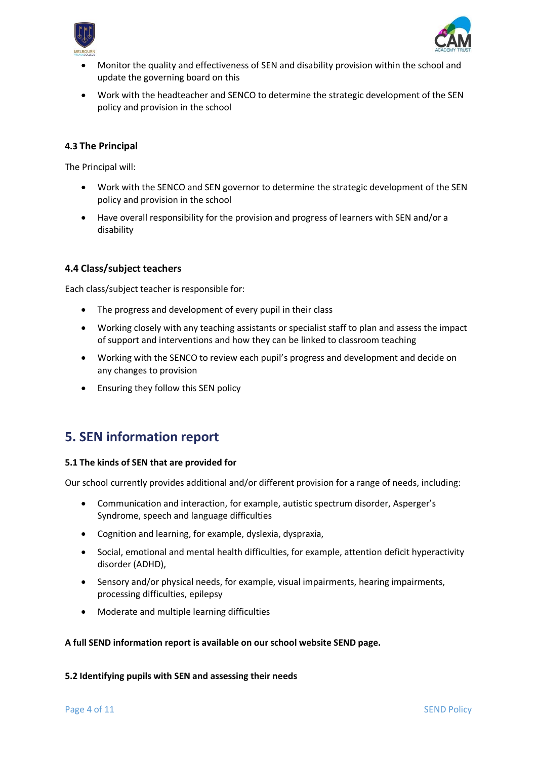- Monitor the quality and effectiveness of SEN and disability provision within the school and update the governing board on this
- Work with the headteacher and SENCO to determine the strategic development of the SEN policy and provision in the school

### 4.3 The Principal

The Principal will:

- Work with the SENCO and SEN governor to determine the strategic development of the SEN policy and provision in the school
- Have overall responsibility for the provision and progress of learners with SEN and/or a disability

### 4.4 Class/subject teachers

Each class/subject teacher is responsible for:

- The progress and development of every pupil in their class
- Working closely with any teaching assistants or specialist staff to plan and assess the impact of support and interventions and how they can be linked to classroom teaching
- Working with the SENCO to review each pupil's progress and development and decide on any changes to provision
- Ensuring they follow this SEN policy

## 5. SEN information report

### 5.1 The kinds of SEN that are provided for

Our school currently provides additional and/or different provision for a range of needs, including:

- Communication and interaction, for example, autistic spectrum disorder, Asperger's Syndrome, speech and language difficulties
- Cognition and learning, for example, dyslexia, dyspraxia,
- Social, emotional and mental health difficulties, for example, attention deficit hyperactivity disorder (ADHD),
- Sensory and/or physical needs, for example, visual impairments, hearing impairments, processing difficulties, epilepsy
- Moderate and multiple learning difficulties

**A full SEND information report is available on our school website SEND page.**

### 5.2 Identifying pupils with SEN and assessing their needs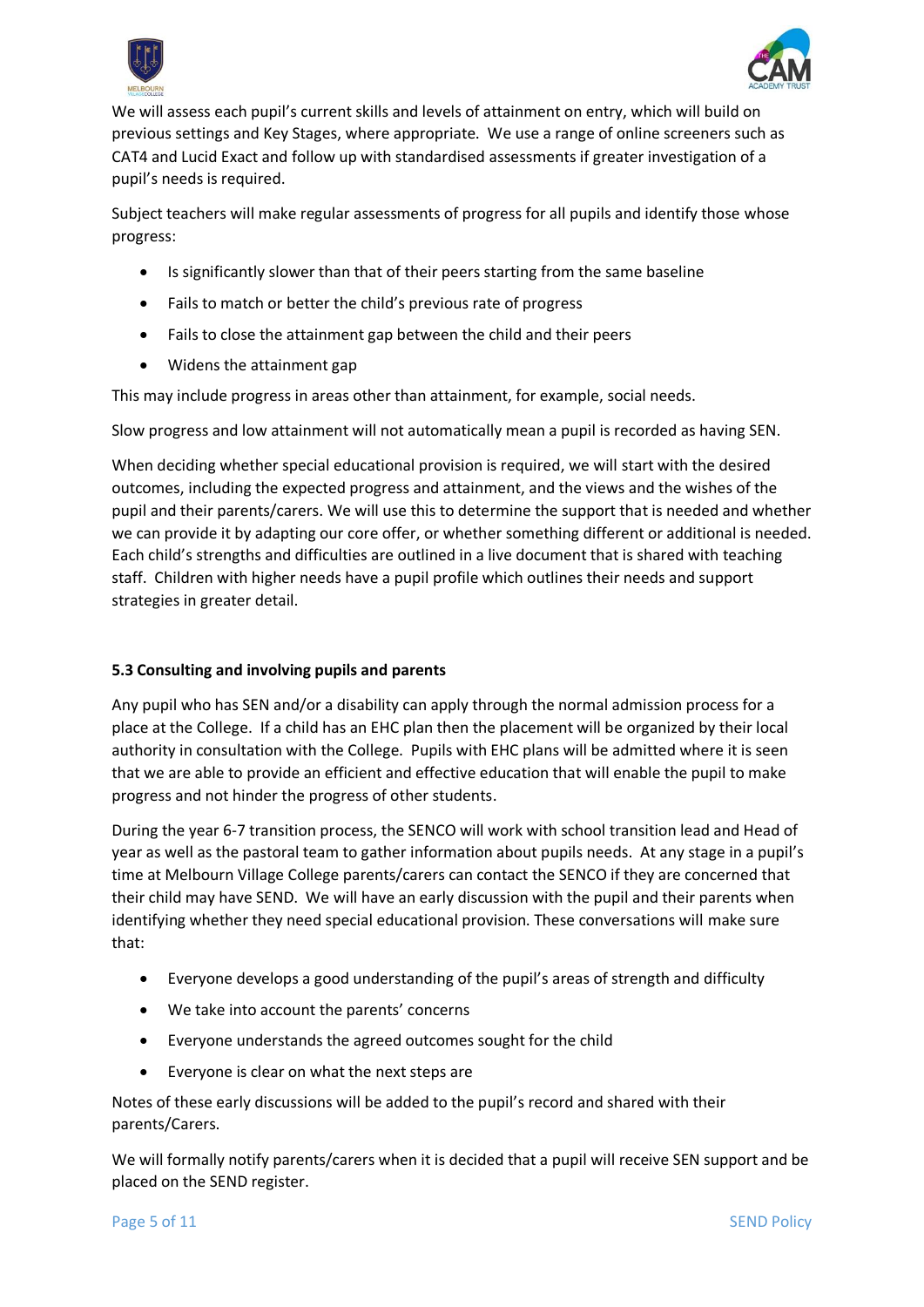We will assess each pupil's current skills and levels of attainment on entry, which will build on previous settings and Key Stages, where appropriate. We use a range of online screeners such as CAT4 and Lucid Exact and follow up with standardised assessments if greater investigation of a pupil's needs is required.

Subject teachers will make regular assessments of progress for all pupils and identify those whose progress:

- Is significantly slower than that of their peers starting from the same baseline
- Fails to match or better the child's previous rate of progress
- Fails to close the attainment gap between the child and their peers
- Widens the attainment gap

This may include progress in areas other than attainment, for example, social needs.

Slow progress and low attainment will not automatically mean a pupil is recorded as having SEN.

When deciding whether special educational provision is required, we will start with the desired outcomes, including the expected progress and attainment, and the views and the wishes of the pupil and their parents/carers. We will use this to determine the support that is needed and whether we can provide it by adapting our core offer, or whether something different or additional is needed. Each child's strengths and difficulties are outlined in a live document that is shared with teaching staff. Children with higher needs have a pupil profile which outlines their needs and support strategies in greater detail.

**5.3 Consulting and involving pupils and parents**

Any pupil who has SEN and/or a disability can apply through the normal admission process for a place at the College. If a child has an EHC plan then the placement will be organized by their local authority in consultation with the College. Pupils with EHC plans will be admitted where it is seen that we are able to provide an efficient and effective education that will enable the pupil to make progress and not hinder the progress of other students.

During the year 6-7 transition process, the SENCO will work with school transition lead and Head of year as well as the pastoral team to gather information about pupils needs. At any stage in a pupil's time at Melbourn Village College parents/carers can contact the SENCO if they are concerned that their child may have SEND. We will have an early discussion with the pupil and their parents when identifying whether they need special educational provision. These conversations will make sure that:

- Everyone develops a good understanding of the pupil's areas of strength and difficulty
- We take into account the parents' concerns
- Everyone understands the agreed outcomes sought for the child
- Everyone is clear on what the next steps are

Notes of these early discussions will be added to the pupil's record and shared with their parents/Carers.

We will formally notify parents/carers when it is decided that a pupil will receive SEN support and be placed on the SEND register.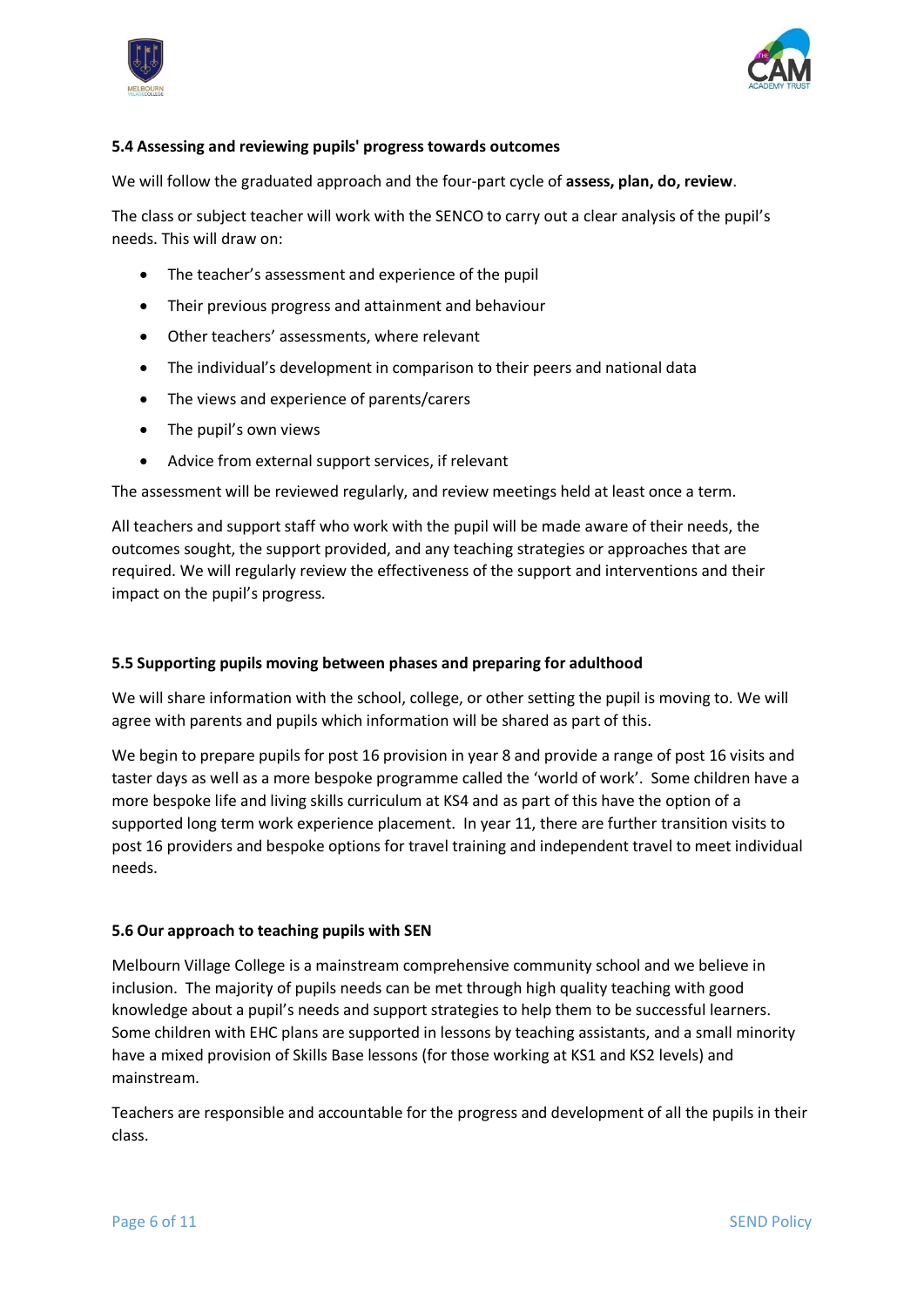### 5.4 Assessing and reviewing pupils' progress towards outcomes

We will follow the graduated approach and the four-part cycle of **assess, plan, do, review**.

The class or subject teacher will work with the SENCO to carry out a clear analysis of the pupil's needs. This will draw on:

- The teacher's assessment and experience of the pupil
- Their previous progress and attainment and behaviour
- Other teachers' assessments, where relevant
- The individual's development in comparison to their peers and national data
- The views and experience of parents/carers
- The pupil's own views
- Advice from external support services, if relevant

The assessment will be reviewed regularly, and review meetings held at least once a term.

All teachers and support staff who work with the pupil will be made aware of their needs, the outcomes sought, the support provided, and any teaching strategies or approaches that are required. We will regularly review the effectiveness of the support and interventions and their impact on the pupil's progress.

### 5.5 Supporting pupils moving between phases and preparing for adulthood

We will share information with the school, college, or other setting the pupil is moving to. We will agree with parents and pupils which information will be shared as part of this.

We begin to prepare pupils for post 16 provision in year 8 and provide a range of post 16 visits and taster days as well as a more bespoke programme called the 'world of work'. Some children have a more bespoke life and living skills curriculum at KS4 and as part of this have the option of a supported long term work experience placement. In year 11, there are further transition visits to post 16 providers and bespoke options for travel training and independent travel to meet individual needs.

### 5.6 Our approach to teaching pupils with SEN

Melbourn Village College is a mainstream comprehensive community school and we believe in inclusion. The majority of pupils needs can be met through high quality teaching with good knowledge about a pupil's needs and support strategies to help them to be successful learners. Some children with EHC plans are supported in lessons by teaching assistants, and a small minority have a mixed provision of Skills Base lessons (for those working at KS1 and KS2 levels) and mainstream.

Teachers are responsible and accountable for the progress and development of all the pupils in their class.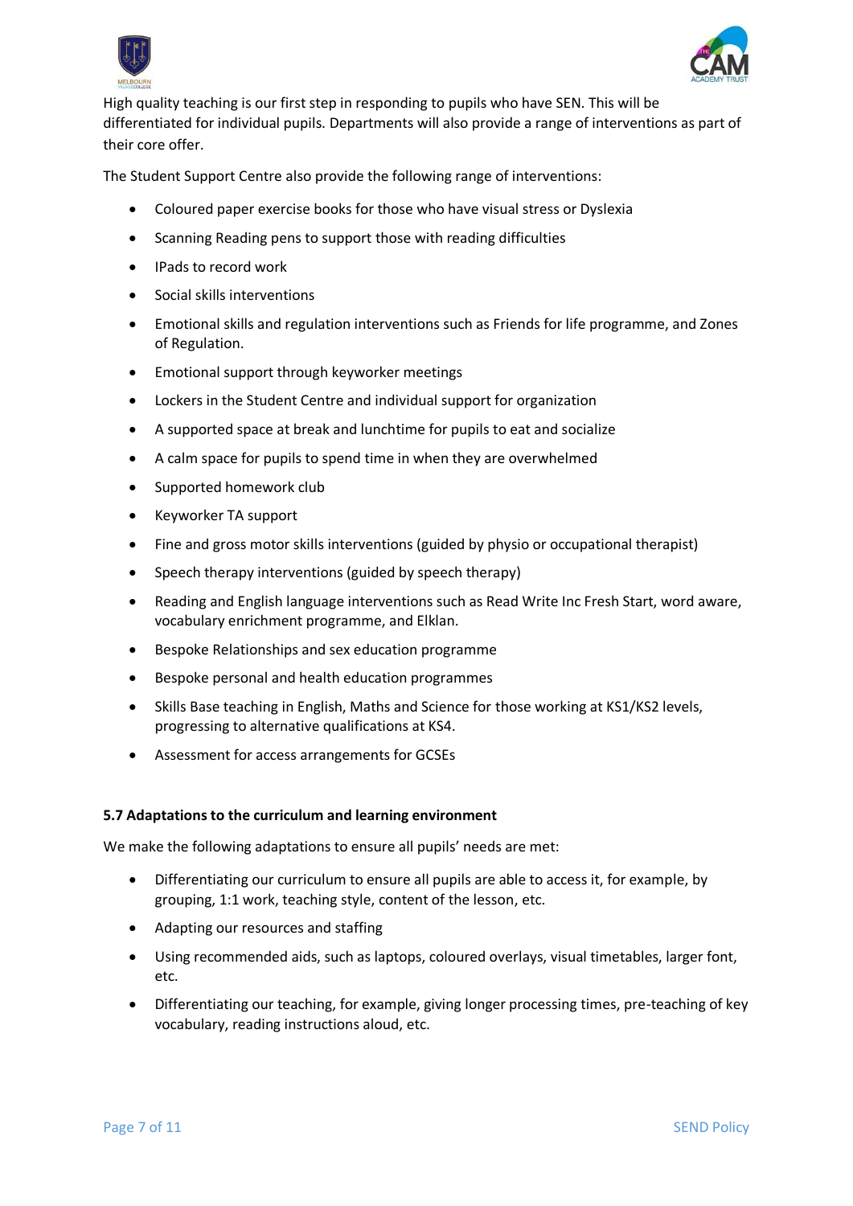High quality teaching is our first step in responding to pupils who have SEN. This will be differentiated for individual pupils. Departments will also provide a range of interventions as part of their core offer.

The Student Support Centre also provide the following range of interventions:

- Coloured paper exercise books for those who have visual stress or Dyslexia
- Scanning Reading pens to support those with reading difficulties
- IPads to record work
- Social skills interventions
- Emotional skills and regulation interventions such as Friends for life programme, and Zones of Regulation.
- Emotional support through keyworker meetings
- Lockers in the Student Centre and individual support for organization
- A supported space at break and lunchtime for pupils to eat and socialize
- A calm space for pupils to spend time in when they are overwhelmed
- Supported homework club
- Keyworker TA support
- Fine and gross motor skills interventions (guided by physio or occupational therapist)
- Speech therapy interventions (guided by speech therapy)
- Reading and English language interventions such as Read Write Inc Fresh Start, word aware, vocabulary enrichment programme, and Elklan.
- Bespoke Relationships and sex education programme
- Bespoke personal and health education programmes
- Skills Base teaching in English, Maths and Science for those working at KS1/KS2 levels, progressing to alternative qualifications at KS4.
- Assessment for access arrangements for GCSEs

**5.7 Adaptations to the curriculum and learning environment**

We make the following adaptations to ensure all pupils' needs are met:

- Differentiating our curriculum to ensure all pupils are able to access it, for example, by grouping, 1:1 work, teaching style, content of the lesson, etc.
- Adapting our resources and staffing
- Using recommended aids, such as laptops, coloured overlays, visual timetables, larger font, etc.
- Differentiating our teaching, for example, giving longer processing times, pre-teaching of key vocabulary, reading instructions aloud, etc.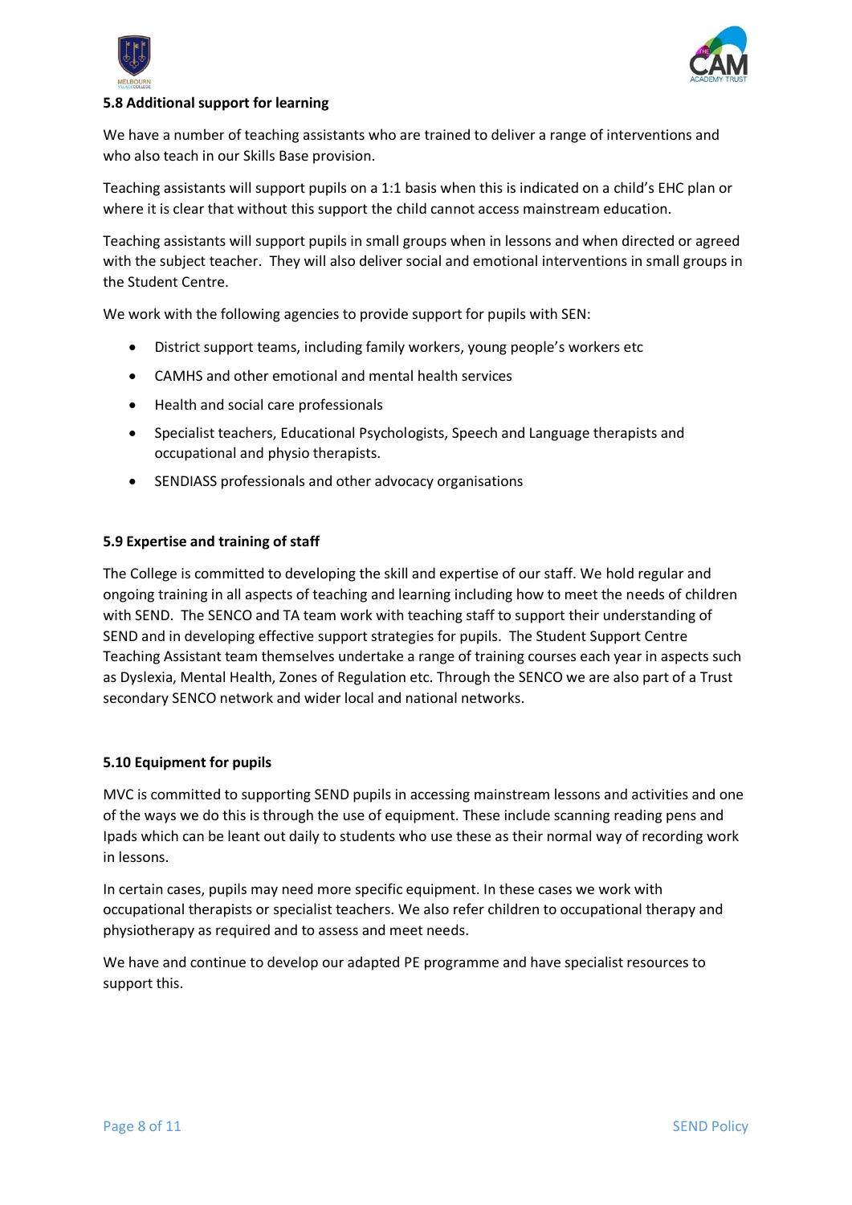### 5.8 Additional support for learning

We have a number of teaching assistants who are trained to deliver a range of interventions and who also teach in our Skills Base provision.

Teaching assistants will support pupils on a 1:1 basis when this is indicated on a child's EHC plan or where it is clear that without this support the child cannot access mainstream education.

Teaching assistants will support pupils in small groups when in lessons and when directed or agreed with the subject teacher. They will also deliver social and emotional interventions in small groups in the Student Centre.

We work with the following agencies to provide support for pupils with SEN:

- District support teams, including family workers, young people's workers etc
- CAMHS and other emotional and mental health services
- Health and social care professionals
- Specialist teachers, Educational Psychologists, Speech and Language therapists and occupational and physio therapists.
- SENDIASS professionals and other advocacy organisations

### 5.9 Expertise and training of staff

The College is committed to developing the skill and expertise of our staff. We hold regular and ongoing training in all aspects of teaching and learning including how to meet the needs of children with SEND. The SENCO and TA team work with teaching staff to support their understanding of SEND and in developing effective support strategies for pupils. The Student Support Centre Teaching Assistant team themselves undertake a range of training courses each year in aspects such as Dyslexia, Mental Health, Zones of Regulation etc. Through the SENCO we are also part of a Trust secondary SENCO network and wider local and national networks.

### 5.10 Equipment for pupils

MVC is committed to supporting SEND pupils in accessing mainstream lessons and activities and one of the ways we do this is through the use of equipment. These include scanning reading pens and Ipads which can be leant out daily to students who use these as their normal way of recording work in lessons.

In certain cases, pupils may need more specific equipment. In these cases we work with occupational therapists or specialist teachers. We also refer children to occupational therapy and physiotherapy as required and to assess and meet needs.

We have and continue to develop our adapted PE programme and have specialist resources to support this.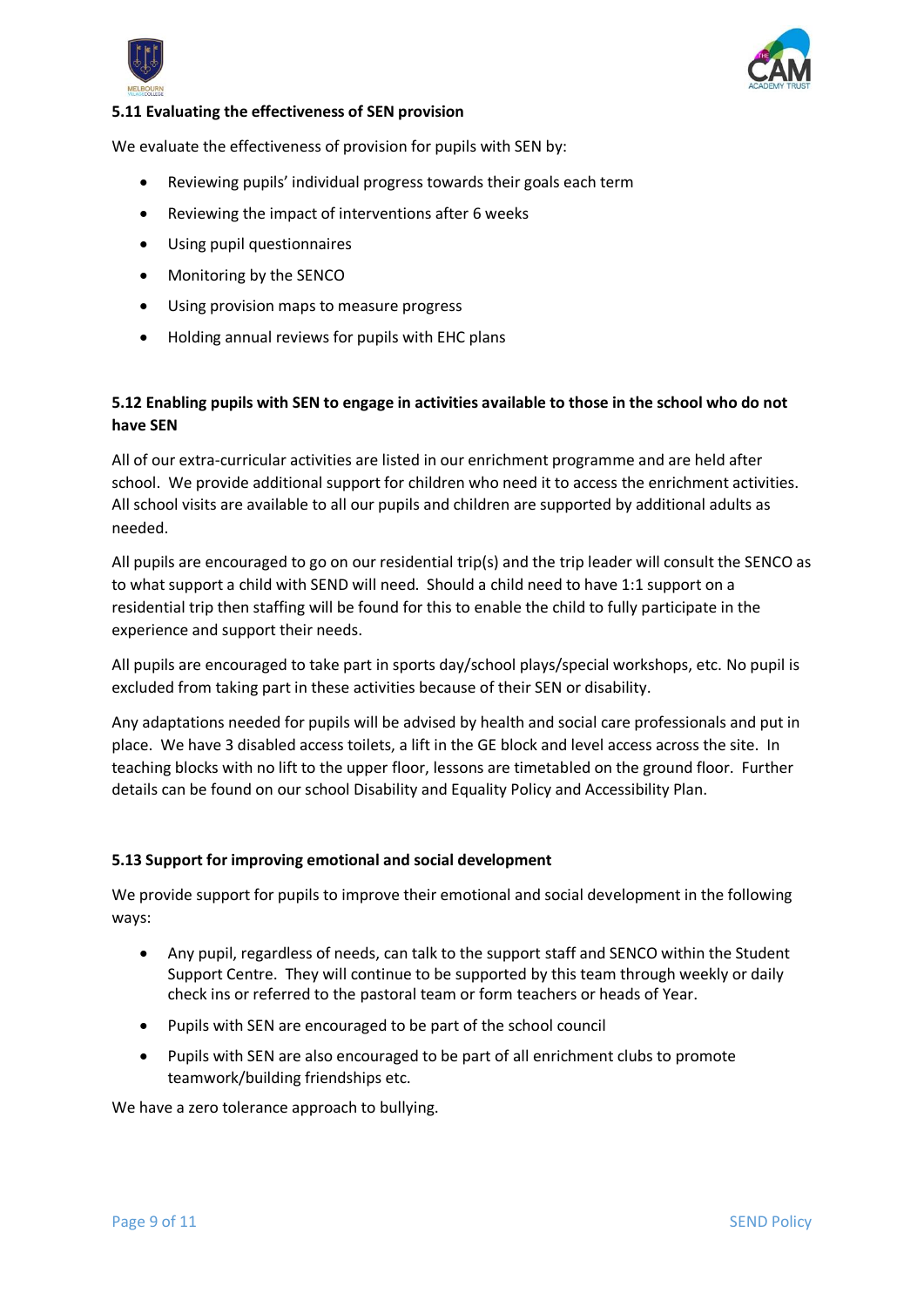### 5.11 Evaluating the effectiveness of SEN provision

We evaluate the effectiveness of provision for pupils with SEN by:

- Reviewing pupils' individual progress towards their goals each term
- Reviewing the impact of interventions after 6 weeks
- Using pupil questionnaires
- Monitoring by the SENCO
- Using provision maps to measure progress
- Holding annual reviews for pupils with EHC plans

### 5.12 Enabling pupils with SEN to engage in activities available to those in the school who do not have SEN

All of our extra-curricular activities are listed in our enrichment programme and are held after school. We provide additional support for children who need it to access the enrichment activities. All school visits are available to all our pupils and children are supported by additional adults as needed.

All pupils are encouraged to go on our residential trip(s) and the trip leader will consult the SENCO as to what support a child with SEND will need. Should a child need to have 1:1 support on a residential trip then staffing will be found for this to enable the child to fully participate in the experience and support their needs.

All pupils are encouraged to take part in sports day/school plays/special workshops, etc. No pupil is excluded from taking part in these activities because of their SEN or disability.

Any adaptations needed for pupils will be advised by health and social care professionals and put in place. We have 3 disabled access toilets, a lift in the GE block and level access across the site. In teaching blocks with no lift to the upper floor, lessons are timetabled on the ground floor. Further details can be found on our school Disability and Equality Policy and Accessibility Plan.

### 5.13 Support for improving emotional and social development

We provide support for pupils to improve their emotional and social development in the following ways:

- Any pupil, regardless of needs, can talk to the support staff and SENCO within the Student Support Centre. They will continue to be supported by this team through weekly or daily check ins or referred to the pastoral team or form teachers or heads of Year.
- Pupils with SEN are encouraged to be part of the school council
- Pupils with SEN are also encouraged to be part of all enrichment clubs to promote teamwork/building friendships etc.

We have a zero tolerance approach to bullying.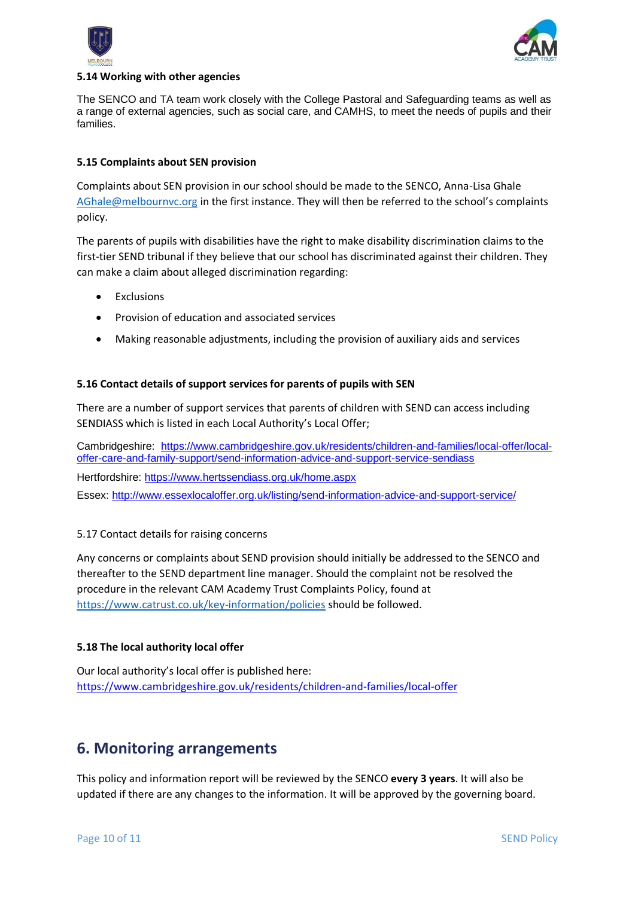### 5.14 Working with other agencies

The SENCO and TA team work closely with the College Pastoral and Safeguarding teams as well as a range of external agencies, such as social care, and CAMHS, to meet the needs of pupils and their families.

### 5.15 Complaints about SEN provision

Complaints about SEN provision in our school should be made to the SENCO, Anna-Lisa Ghale AGhale@melbournvc.org in the first instance. They will then be referred to the school's complaints policy.

The parents of pupils with disabilities have the right to make disability discrimination claims to the first-tier SEND tribunal if they believe that our school has discriminated against their children. They can make a claim about alleged discrimination regarding:

- Exclusions
- Provision of education and associated services
- Making reasonable adjustments, including the provision of auxiliary aids and services

### 5.16 Contact details of support services for parents of pupils with SEN

There are a number of support services that parents of children with SEND can access including SENDIASS which is listed in each Local Authority's Local Offer;

Cambridgeshire: https://www.cambridgeshire.gov.uk/residents/children-and-families/local-offer/local-offer-care-and-family-support/send-information-advice-and-support-service-sendiass

Hertfordshire: https://www.hertssendiass.org.uk/home.aspx

Essex: http://www.essexlocaloffer.org.uk/listing/send-information-advice-and-support-service/

5.17 Contact details for raising concerns

Any concerns or complaints about SEND provision should initially be addressed to the SENCO and thereafter to the SEND department line manager. Should the complaint not be resolved the procedure in the relevant CAM Academy Trust Complaints Policy, found at https://www.catrust.co.uk/key-information/policies should be followed.

### 5.18 The local authority local offer

Our local authority's local offer is published here:
https://www.cambridgeshire.gov.uk/residents/children-and-families/local-offer

## 6. Monitoring arrangements

This policy and information report will be reviewed by the SENCO **every 3 years**. It will also be updated if there are any changes to the information. It will be approved by the governing board.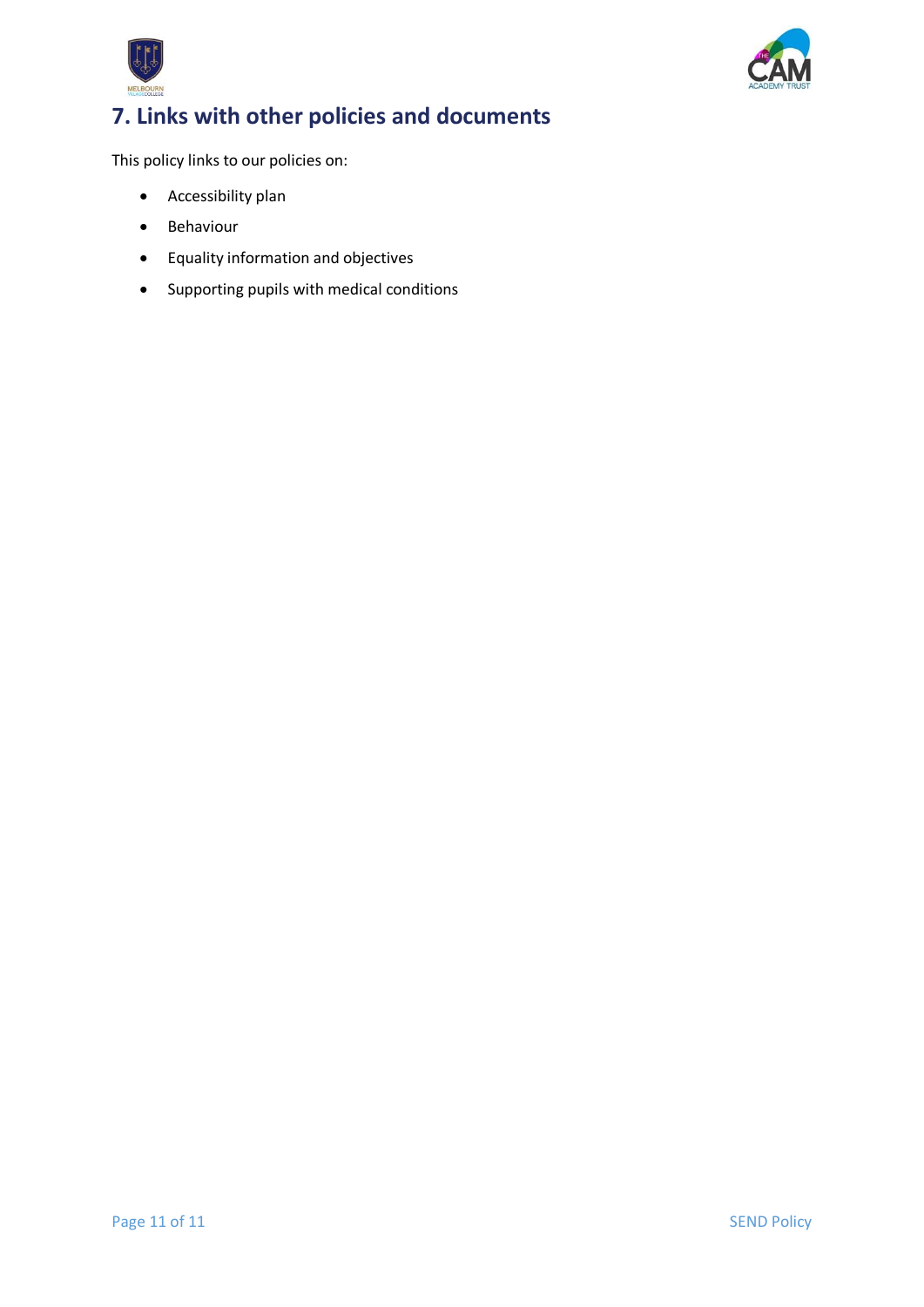## 7. Links with other policies and documents

This policy links to our policies on:

- Accessibility plan
- Behaviour
- Equality information and objectives
- Supporting pupils with medical conditions